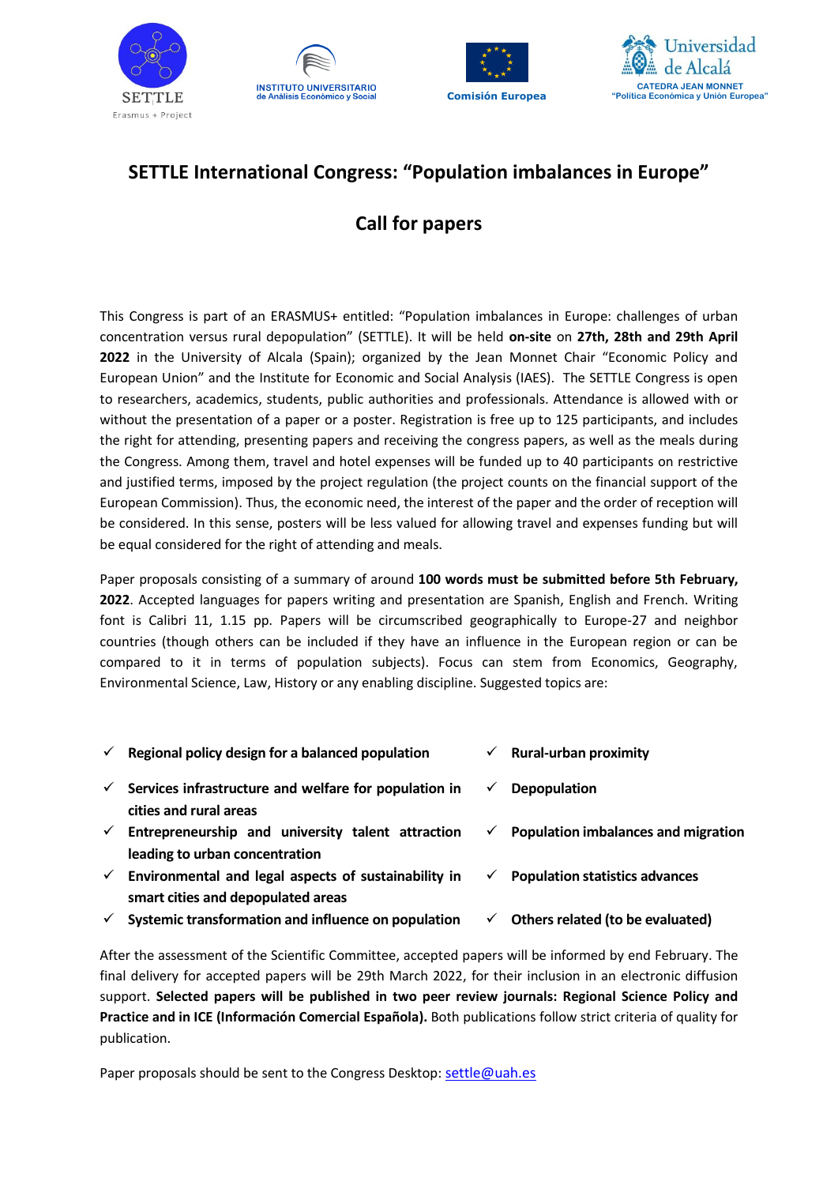SETTLE
Erasmus + Project

INSTITUTO UNIVERSITARIO de Análisis Económico y Social

Comisión Europea

Universidad de Alcalá
CATEDRA JEAN MONNET
"Política Económica y Unión Europea"

# SETTLE International Congress: "Population imbalances in Europe"

## Call for papers

This Congress is part of an ERASMUS+ entitled: "Population imbalances in Europe: challenges of urban concentration versus rural depopulation" (SETTLE). It will be held **on-site** on **27th, 28th and 29th April 2022** in the University of Alcala (Spain); organized by the Jean Monnet Chair "Economic Policy and European Union" and the Institute for Economic and Social Analysis (IAES). The SETTLE Congress is open to researchers, academics, students, public authorities and professionals. Attendance is allowed with or without the presentation of a paper or a poster. Registration is free up to 125 participants, and includes the right for attending, presenting papers and receiving the congress papers, as well as the meals during the Congress. Among them, travel and hotel expenses will be funded up to 40 participants on restrictive and justified terms, imposed by the project regulation (the project counts on the financial support of the European Commission). Thus, the economic need, the interest of the paper and the order of reception will be considered. In this sense, posters will be less valued for allowing travel and expenses funding but will be equal considered for the right of attending and meals.

Paper proposals consisting of a summary of around **100 words must be submitted before 5th February, 2022**. Accepted languages for papers writing and presentation are Spanish, English and French. Writing font is Calibri 11, 1.15 pp. Papers will be circumscribed geographically to Europe-27 and neighbor countries (though others can be included if they have an influence in the European region or can be compared to it in terms of population subjects). Focus can stem from Economics, Geography, Environmental Science, Law, History or any enabling discipline. Suggested topics are:

- ✓ **Regional policy design for a balanced population**
- ✓ **Services infrastructure and welfare for population in cities and rural areas**
- ✓ **Entrepreneurship and university talent attraction leading to urban concentration**
- ✓ **Environmental and legal aspects of sustainability in smart cities and depopulated areas**
- ✓ **Systemic transformation and influence on population**
- ✓ **Rural-urban proximity**
- ✓ **Depopulation**
- ✓ **Population imbalances and migration**
- ✓ **Population statistics advances**
- ✓ **Others related (to be evaluated)**

After the assessment of the Scientific Committee, accepted papers will be informed by end February. The final delivery for accepted papers will be 29th March 2022, for their inclusion in an electronic diffusion support. **Selected papers will be published in two peer review journals: Regional Science Policy and Practice and in ICE (Información Comercial Española).** Both publications follow strict criteria of quality for publication.

Paper proposals should be sent to the Congress Desktop: settle@uah.es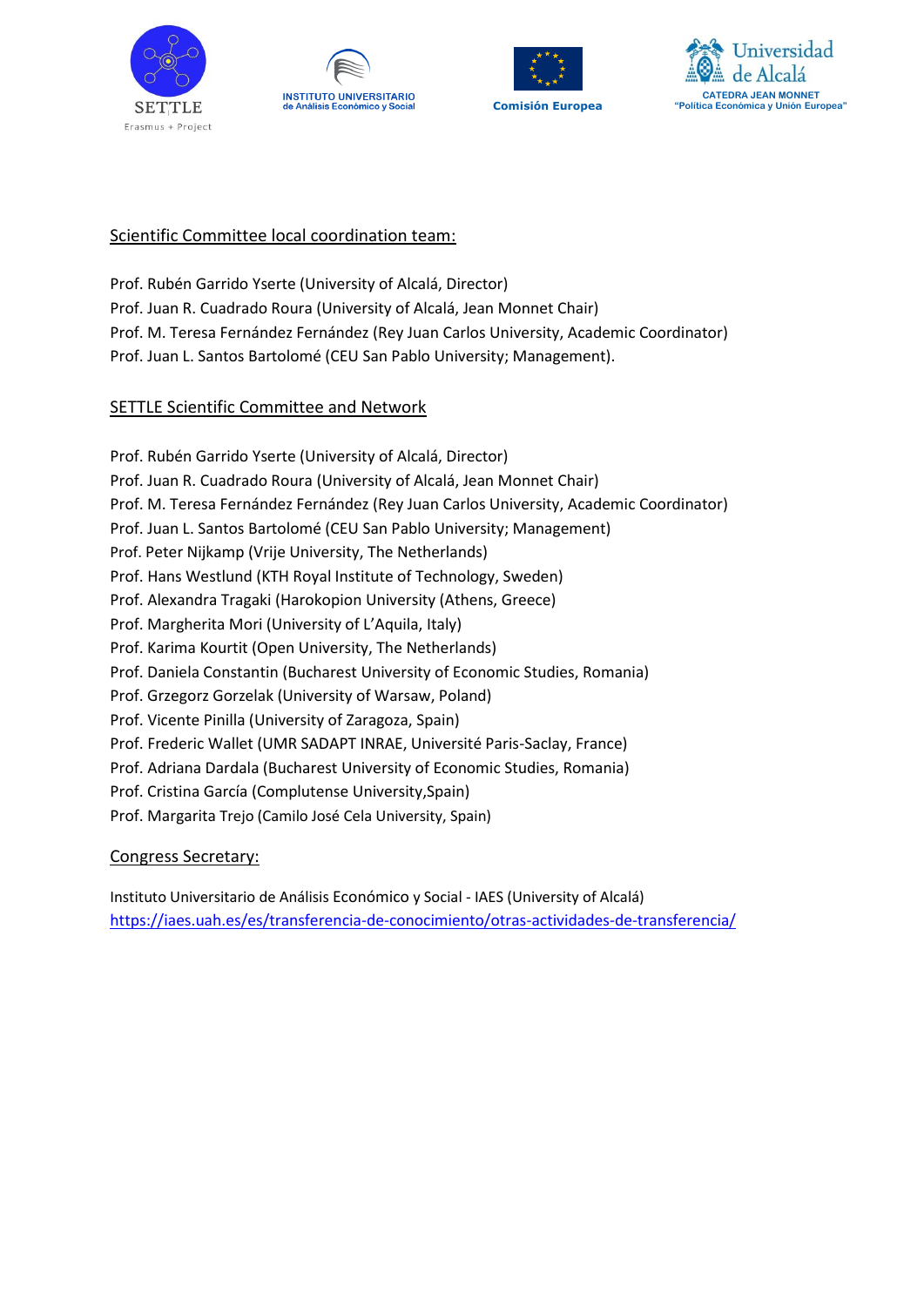SETTLE
Erasmus + Project

INSTITUTO UNIVERSITARIO
de Análisis Económico y Social

Comisión Europea

Universidad de Alcalá
CATEDRA JEAN MONNET
"Política Económica y Unión Europea"

## Scientific Committee local coordination team:

Prof. Rubén Garrido Yserte (University of Alcalá, Director)
Prof. Juan R. Cuadrado Roura (University of Alcalá, Jean Monnet Chair)
Prof. M. Teresa Fernández Fernández (Rey Juan Carlos University, Academic Coordinator)
Prof. Juan L. Santos Bartolomé (CEU San Pablo University; Management).

## SETTLE Scientific Committee and Network

Prof. Rubén Garrido Yserte (University of Alcalá, Director)
Prof. Juan R. Cuadrado Roura (University of Alcalá, Jean Monnet Chair)
Prof. M. Teresa Fernández Fernández (Rey Juan Carlos University, Academic Coordinator)
Prof. Juan L. Santos Bartolomé (CEU San Pablo University; Management)
Prof. Peter Nijkamp (Vrije University, The Netherlands)
Prof. Hans Westlund (KTH Royal Institute of Technology, Sweden)
Prof. Alexandra Tragaki (Harokopion University (Athens, Greece)
Prof. Margherita Mori (University of L'Aquila, Italy)
Prof. Karima Kourtit (Open University, The Netherlands)
Prof. Daniela Constantin (Bucharest University of Economic Studies, Romania)
Prof. Grzegorz Gorzelak (University of Warsaw, Poland)
Prof. Vicente Pinilla (University of Zaragoza, Spain)
Prof. Frederic Wallet (UMR SADAPT INRAE, Université Paris-Saclay, France)
Prof. Adriana Dardala (Bucharest University of Economic Studies, Romania)
Prof. Cristina García (Complutense University,Spain)
Prof. Margarita Trejo (Camilo José Cela University, Spain)

## Congress Secretary:

Instituto Universitario de Análisis Económico y Social - IAES (University of Alcalá)
https://iaes.uah.es/es/transferencia-de-conocimiento/otras-actividades-de-transferencia/